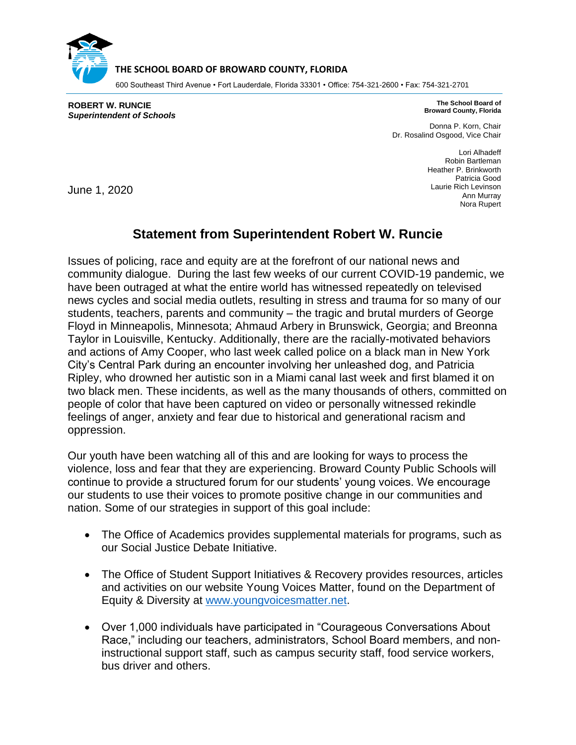**THE SCHOOL BOARD OF BROWARD COUNTY, FLORIDA**

600 Southeast Third Avenue • Fort Lauderdale, Florida 33301 • Office: 754-321-2600 • Fax: 754-321-2701

**ROBERT W. RUNCIE**
***Superintendent of Schools***

**The School Board of Broward County, Florida**

Donna P. Korn, Chair
Dr. Rosalind Osgood, Vice Chair

Lori Alhadeff
Robin Bartleman
Heather P. Brinkworth
Patricia Good
Laurie Rich Levinson
Ann Murray
Nora Rupert

June 1, 2020

# Statement from Superintendent Robert W. Runcie

Issues of policing, race and equity are at the forefront of our national news and community dialogue. During the last few weeks of our current COVID-19 pandemic, we have been outraged at what the entire world has witnessed repeatedly on televised news cycles and social media outlets, resulting in stress and trauma for so many of our students, teachers, parents and community – the tragic and brutal murders of George Floyd in Minneapolis, Minnesota; Ahmaud Arbery in Brunswick, Georgia; and Breonna Taylor in Louisville, Kentucky. Additionally, there are the racially-motivated behaviors and actions of Amy Cooper, who last week called police on a black man in New York City's Central Park during an encounter involving her unleashed dog, and Patricia Ripley, who drowned her autistic son in a Miami canal last week and first blamed it on two black men. These incidents, as well as the many thousands of others, committed on people of color that have been captured on video or personally witnessed rekindle feelings of anger, anxiety and fear due to historical and generational racism and oppression.

Our youth have been watching all of this and are looking for ways to process the violence, loss and fear that they are experiencing. Broward County Public Schools will continue to provide a structured forum for our students' young voices. We encourage our students to use their voices to promote positive change in our communities and nation. Some of our strategies in support of this goal include:

- The Office of Academics provides supplemental materials for programs, such as our Social Justice Debate Initiative.
- The Office of Student Support Initiatives & Recovery provides resources, articles and activities on our website Young Voices Matter, found on the Department of Equity & Diversity at www.youngvoicesmatter.net.
- Over 1,000 individuals have participated in "Courageous Conversations About Race," including our teachers, administrators, School Board members, and non-instructional support staff, such as campus security staff, food service workers, bus driver and others.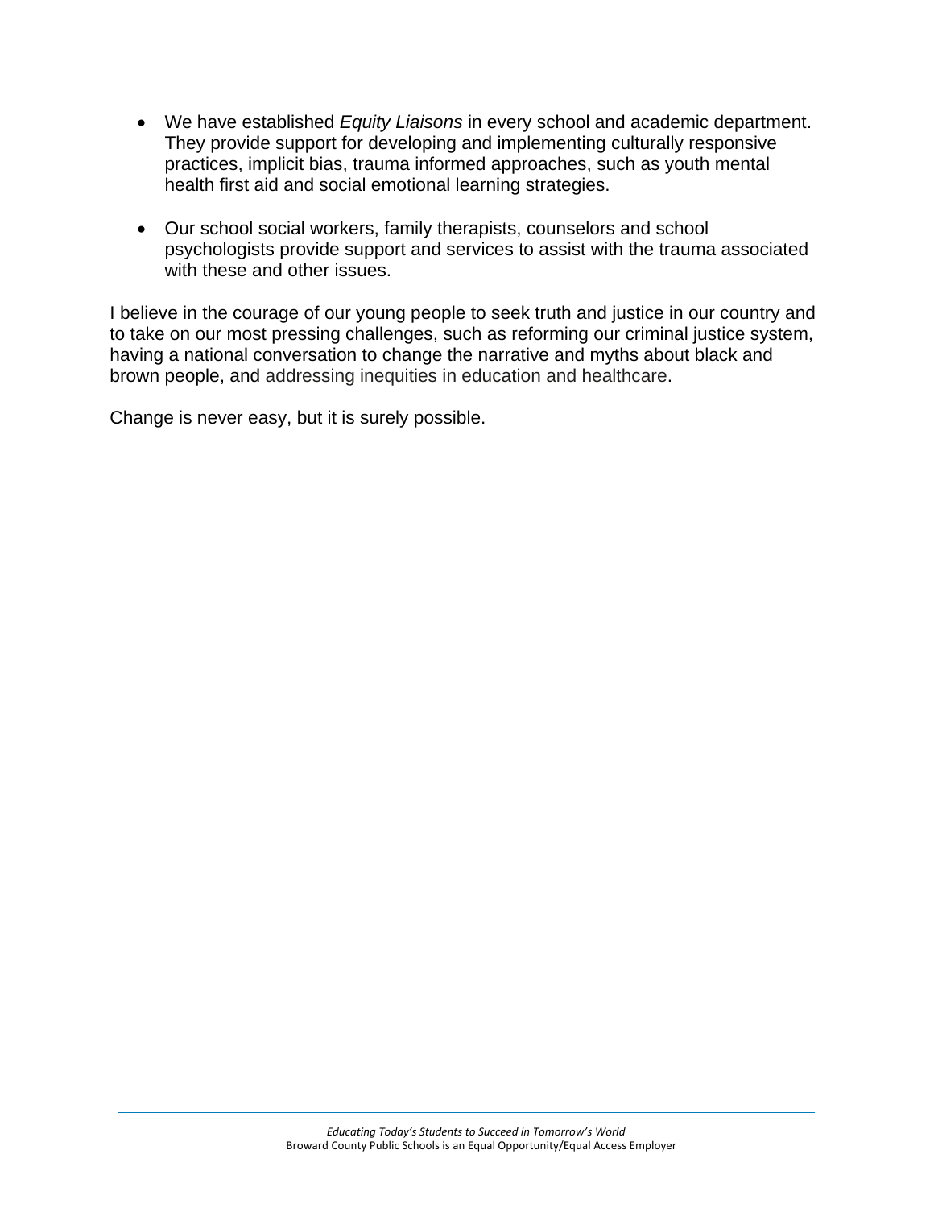- We have established *Equity Liaisons* in every school and academic department. They provide support for developing and implementing culturally responsive practices, implicit bias, trauma informed approaches, such as youth mental health first aid and social emotional learning strategies.

- Our school social workers, family therapists, counselors and school psychologists provide support and services to assist with the trauma associated with these and other issues.

I believe in the courage of our young people to seek truth and justice in our country and to take on our most pressing challenges, such as reforming our criminal justice system, having a national conversation to change the narrative and myths about black and brown people, and addressing inequities in education and healthcare.

Change is never easy, but it is surely possible.